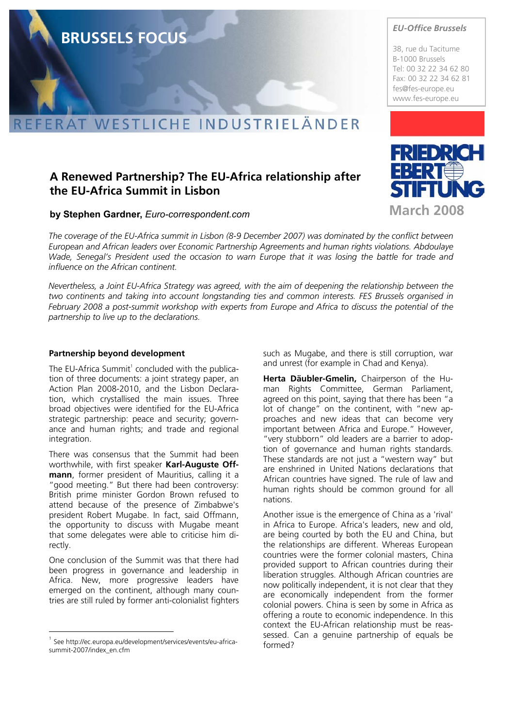BRUSSELS FOCUS

REFERAT WESTLICHE INDUSTRIELÄNDER

*EU-Office Brussels*

38, rue du Taciturne
B-1000 Brussels
Tel: 00 32 22 34 62 80
Fax: 00 32 22 34 62 81
fes@fes-europe.eu
www.fes-europe.eu

FRIEDRICH EBERT STIFTUNG

March 2008

# A Renewed Partnership? The EU-Africa relationship after the EU-Africa Summit in Lisbon

**by Stephen Gardner,** *Euro-correspondent.com*

*The coverage of the EU-Africa summit in Lisbon (8-9 December 2007) was dominated by the conflict between European and African leaders over Economic Partnership Agreements and human rights violations. Abdoulaye Wade, Senegal's President used the occasion to warn Europe that it was losing the battle for trade and influence on the African continent.*

*Nevertheless, a Joint EU-Africa Strategy was agreed, with the aim of deepening the relationship between the two continents and taking into account longstanding ties and common interests. FES Brussels organised in February 2008 a post-summit workshop with experts from Europe and Africa to discuss the potential of the partnership to live up to the declarations.*

## Partnership beyond development

The EU-Africa Summit[1] concluded with the publication of three documents: a joint strategy paper, an Action Plan 2008-2010, and the Lisbon Declaration, which crystallised the main issues. Three broad objectives were identified for the EU-Africa strategic partnership: peace and security; governance and human rights; and trade and regional integration.

There was consensus that the Summit had been worthwhile, with first speaker **Karl-Auguste Offmann**, former president of Mauritius, calling it a "good meeting." But there had been controversy: British prime minister Gordon Brown refused to attend because of the presence of Zimbabwe's president Robert Mugabe. In fact, said Offmann, the opportunity to discuss with Mugabe meant that some delegates were able to criticise him directly.

One conclusion of the Summit was that there had been progress in governance and leadership in Africa. New, more progressive leaders have emerged on the continent, although many countries are still ruled by former anti-colonialist fighters such as Mugabe, and there is still corruption, war and unrest (for example in Chad and Kenya).

**Herta Däubler-Gmelin,** Chairperson of the Human Rights Committee, German Parliament, agreed on this point, saying that there has been "a lot of change" on the continent, with "new approaches and new ideas that can become very important between Africa and Europe." However, "very stubborn" old leaders are a barrier to adoption of governance and human rights standards. These standards are not just a "western way" but are enshrined in United Nations declarations that African countries have signed. The rule of law and human rights should be common ground for all nations.

Another issue is the emergence of China as a 'rival' in Africa to Europe. Africa's leaders, new and old, are being courted by both the EU and China, but the relationships are different. Whereas European countries were the former colonial masters, China provided support to African countries during their liberation struggles. Although African countries are now politically independent, it is not clear that they are economically independent from the former colonial powers. China is seen by some in Africa as offering a route to economic independence. In this context the EU-African relationship must be reassessed. Can a genuine partnership of equals be formed?

[1] See http://ec.europa.eu/development/services/events/eu-africa-summit-2007/index_en.cfm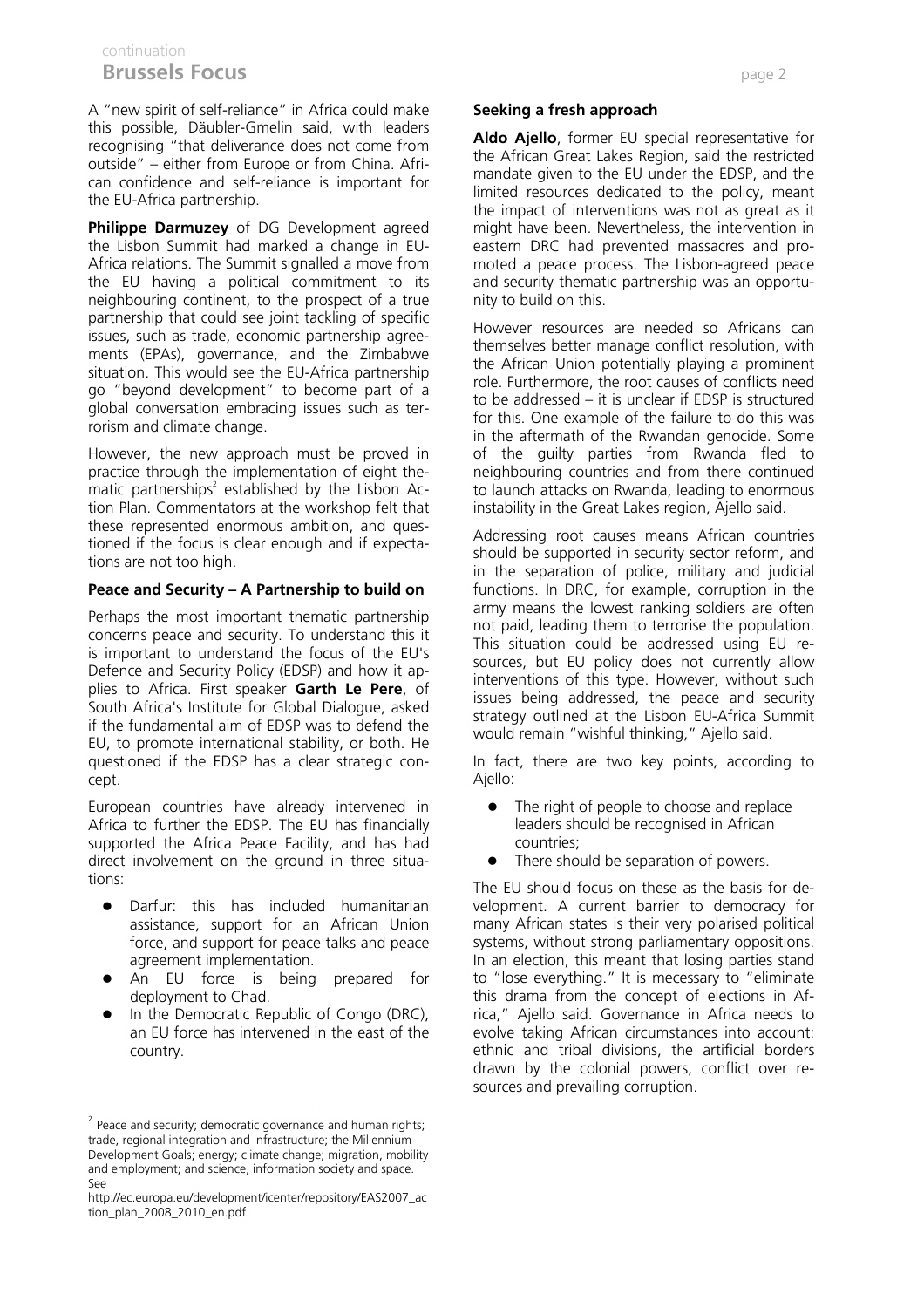A "new spirit of self-reliance" in Africa could make this possible, Däubler-Gmelin said, with leaders recognising "that deliverance does not come from outside" – either from Europe or from China. African confidence and self-reliance is important for the EU-Africa partnership.

**Philippe Darmuzey** of DG Development agreed the Lisbon Summit had marked a change in EU-Africa relations. The Summit signalled a move from the EU having a political commitment to its neighbouring continent, to the prospect of a true partnership that could see joint tackling of specific issues, such as trade, economic partnership agreements (EPAs), governance, and the Zimbabwe situation. This would see the EU-Africa partnership go "beyond development" to become part of a global conversation embracing issues such as terrorism and climate change.

However, the new approach must be proved in practice through the implementation of eight thematic partnerships[2] established by the Lisbon Action Plan. Commentators at the workshop felt that these represented enormous ambition, and questioned if the focus is clear enough and if expectations are not too high.

**Peace and Security – A Partnership to build on**

Perhaps the most important thematic partnership concerns peace and security. To understand this it is important to understand the focus of the EU's Defence and Security Policy (EDSP) and how it applies to Africa. First speaker **Garth Le Pere**, of South Africa's Institute for Global Dialogue, asked if the fundamental aim of EDSP was to defend the EU, to promote international stability, or both. He questioned if the EDSP has a clear strategic concept.

European countries have already intervened in Africa to further the EDSP. The EU has financially supported the Africa Peace Facility, and has had direct involvement on the ground in three situations:

- Darfur: this has included humanitarian assistance, support for an African Union force, and support for peace talks and peace agreement implementation.
- An EU force is being prepared for deployment to Chad.
- In the Democratic Republic of Congo (DRC), an EU force has intervened in the east of the country.

**Seeking a fresh approach**

**Aldo Ajello**, former EU special representative for the African Great Lakes Region, said the restricted mandate given to the EU under the EDSP, and the limited resources dedicated to the policy, meant the impact of interventions was not as great as it might have been. Nevertheless, the intervention in eastern DRC had prevented massacres and promoted a peace process. The Lisbon-agreed peace and security thematic partnership was an opportunity to build on this.

However resources are needed so Africans can themselves better manage conflict resolution, with the African Union potentially playing a prominent role. Furthermore, the root causes of conflicts need to be addressed – it is unclear if EDSP is structured for this. One example of the failure to do this was in the aftermath of the Rwandan genocide. Some of the guilty parties from Rwanda fled to neighbouring countries and from there continued to launch attacks on Rwanda, leading to enormous instability in the Great Lakes region, Ajello said.

Addressing root causes means African countries should be supported in security sector reform, and in the separation of police, military and judicial functions. In DRC, for example, corruption in the army means the lowest ranking soldiers are often not paid, leading them to terrorise the population. This situation could be addressed using EU resources, but EU policy does not currently allow interventions of this type. However, without such issues being addressed, the peace and security strategy outlined at the Lisbon EU-Africa Summit would remain "wishful thinking," Ajello said.

In fact, there are two key points, according to Ajello:

- The right of people to choose and replace leaders should be recognised in African countries;
- There should be separation of powers.

The EU should focus on these as the basis for development. A current barrier to democracy for many African states is their very polarised political systems, without strong parliamentary oppositions. In an election, this meant that losing parties stand to "lose everything." It is mecessary to "eliminate this drama from the concept of elections in Africa," Ajello said. Governance in Africa needs to evolve taking African circumstances into account: ethnic and tribal divisions, the artificial borders drawn by the colonial powers, conflict over resources and prevailing corruption.

---

[2] Peace and security; democratic governance and human rights; trade, regional integration and infrastructure; the Millennium Development Goals; energy; climate change; migration, mobility and employment; and science, information society and space. See http://ec.europa.eu/development/icenter/repository/EAS2007_action_plan_2008_2010_en.pdf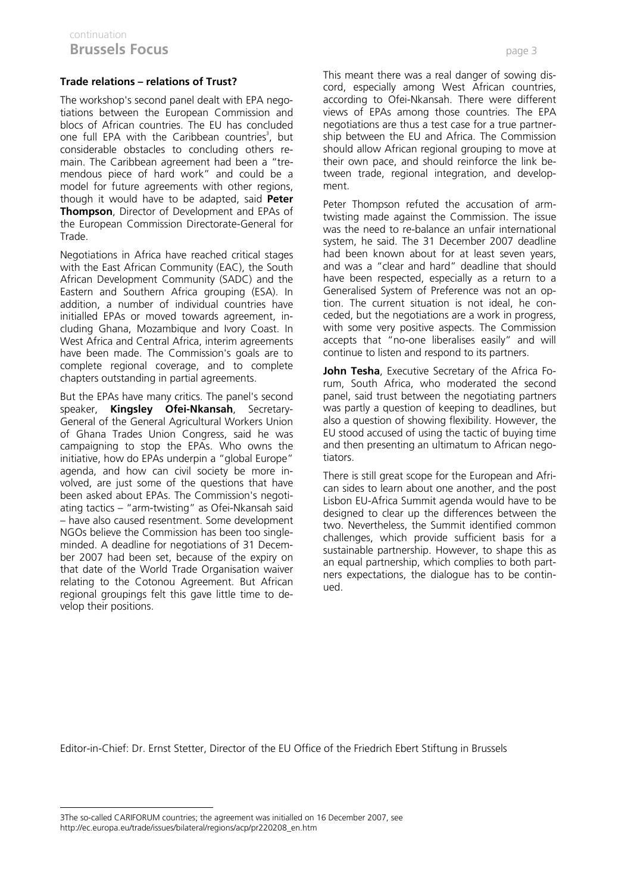## Trade relations – relations of Trust?

The workshop's second panel dealt with EPA negotiations between the European Commission and blocs of African countries. The EU has concluded one full EPA with the Caribbean countries[3], but considerable obstacles to concluding others remain. The Caribbean agreement had been a "tremendous piece of hard work" and could be a model for future agreements with other regions, though it would have to be adapted, said **Peter Thompson**, Director of Development and EPAs of the European Commission Directorate-General for Trade.

Negotiations in Africa have reached critical stages with the East African Community (EAC), the South African Development Community (SADC) and the Eastern and Southern Africa grouping (ESA). In addition, a number of individual countries have initialled EPAs or moved towards agreement, including Ghana, Mozambique and Ivory Coast. In West Africa and Central Africa, interim agreements have been made. The Commission's goals are to complete regional coverage, and to complete chapters outstanding in partial agreements.

But the EPAs have many critics. The panel's second speaker, **Kingsley Ofei-Nkansah**, Secretary-General of the General Agricultural Workers Union of Ghana Trades Union Congress, said he was campaigning to stop the EPAs. Who owns the initiative, how do EPAs underpin a "global Europe" agenda, and how can civil society be more involved, are just some of the questions that have been asked about EPAs. The Commission's negotiating tactics – "arm-twisting" as Ofei-Nkansah said – have also caused resentment. Some development NGOs believe the Commission has been too single-minded. A deadline for negotiations of 31 December 2007 had been set, because of the expiry on that date of the World Trade Organisation waiver relating to the Cotonou Agreement. But African regional groupings felt this gave little time to develop their positions.

This meant there was a real danger of sowing discord, especially among West African countries, according to Ofei-Nkansah. There were different views of EPAs among those countries. The EPA negotiations are thus a test case for a true partnership between the EU and Africa. The Commission should allow African regional grouping to move at their own pace, and should reinforce the link between trade, regional integration, and development.

Peter Thompson refuted the accusation of arm-twisting made against the Commission. The issue was the need to re-balance an unfair international system, he said. The 31 December 2007 deadline had been known about for at least seven years, and was a "clear and hard" deadline that should have been respected, especially as a return to a Generalised System of Preference was not an option. The current situation is not ideal, he conceded, but the negotiations are a work in progress, with some very positive aspects. The Commission accepts that "no-one liberalises easily" and will continue to listen and respond to its partners.

**John Tesha**, Executive Secretary of the Africa Forum, South Africa, who moderated the second panel, said trust between the negotiating partners was partly a question of keeping to deadlines, but also a question of showing flexibility. However, the EU stood accused of using the tactic of buying time and then presenting an ultimatum to African negotiators.

There is still great scope for the European and African sides to learn about one another, and the post Lisbon EU-Africa Summit agenda would have to be designed to clear up the differences between the two. Nevertheless, the Summit identified common challenges, which provide sufficient basis for a sustainable partnership. However, to shape this as an equal partnership, which complies to both partners expectations, the dialogue has to be continued.

Editor-in-Chief: Dr. Ernst Stetter, Director of the EU Office of the Friedrich Ebert Stiftung in Brussels

---

3The so-called CARIFORUM countries; the agreement was initialled on 16 December 2007, see http://ec.europa.eu/trade/issues/bilateral/regions/acp/pr220208_en.htm